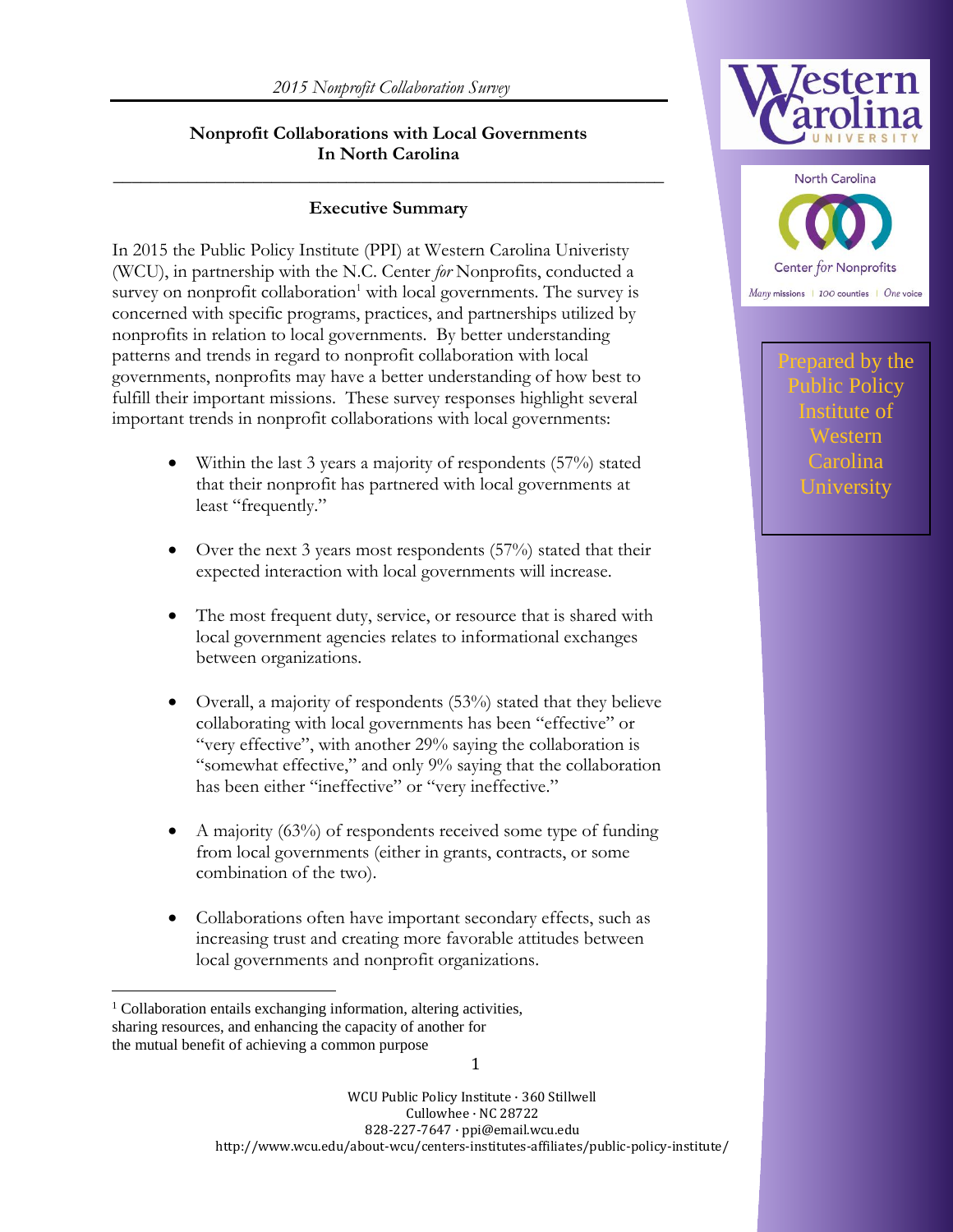*2015 Nonprofit Collaboration Survey*

# Nonprofit Collaborations with Local Governments In North Carolina

Prepared by the Public Policy Institute of Western Carolina University

## Executive Summary

In 2015 the Public Policy Institute (PPI) at Western Carolina Univeristy (WCU), in partnership with the N.C. Center *for* Nonprofits, conducted a survey on nonprofit collaboration[1] with local governments. The survey is concerned with specific programs, practices, and partnerships utilized by nonprofits in relation to local governments. By better understanding patterns and trends in regard to nonprofit collaboration with local governments, nonprofits may have a better understanding of how best to fulfill their important missions. These survey responses highlight several important trends in nonprofit collaborations with local governments:

- Within the last 3 years a majority of respondents (57%) stated that their nonprofit has partnered with local governments at least "frequently."
- Over the next 3 years most respondents (57%) stated that their expected interaction with local governments will increase.
- The most frequent duty, service, or resource that is shared with local government agencies relates to informational exchanges between organizations.
- Overall, a majority of respondents (53%) stated that they believe collaborating with local governments has been "effective" or "very effective", with another 29% saying the collaboration is "somewhat effective," and only 9% saying that the collaboration has been either "ineffective" or "very ineffective."
- A majority (63%) of respondents received some type of funding from local governments (either in grants, contracts, or some combination of the two).
- Collaborations often have important secondary effects, such as increasing trust and creating more favorable attitudes between local governments and nonprofit organizations.

[1] Collaboration entails exchanging information, altering activities, sharing resources, and enhancing the capacity of another for the mutual benefit of achieving a common purpose

WCU Public Policy Institute · 360 Stillwell
Cullowhee · NC 28722
828-227-7647 · ppi@email.wcu.edu
http://www.wcu.edu/about-wcu/centers-institutes-affiliates/public-policy-institute/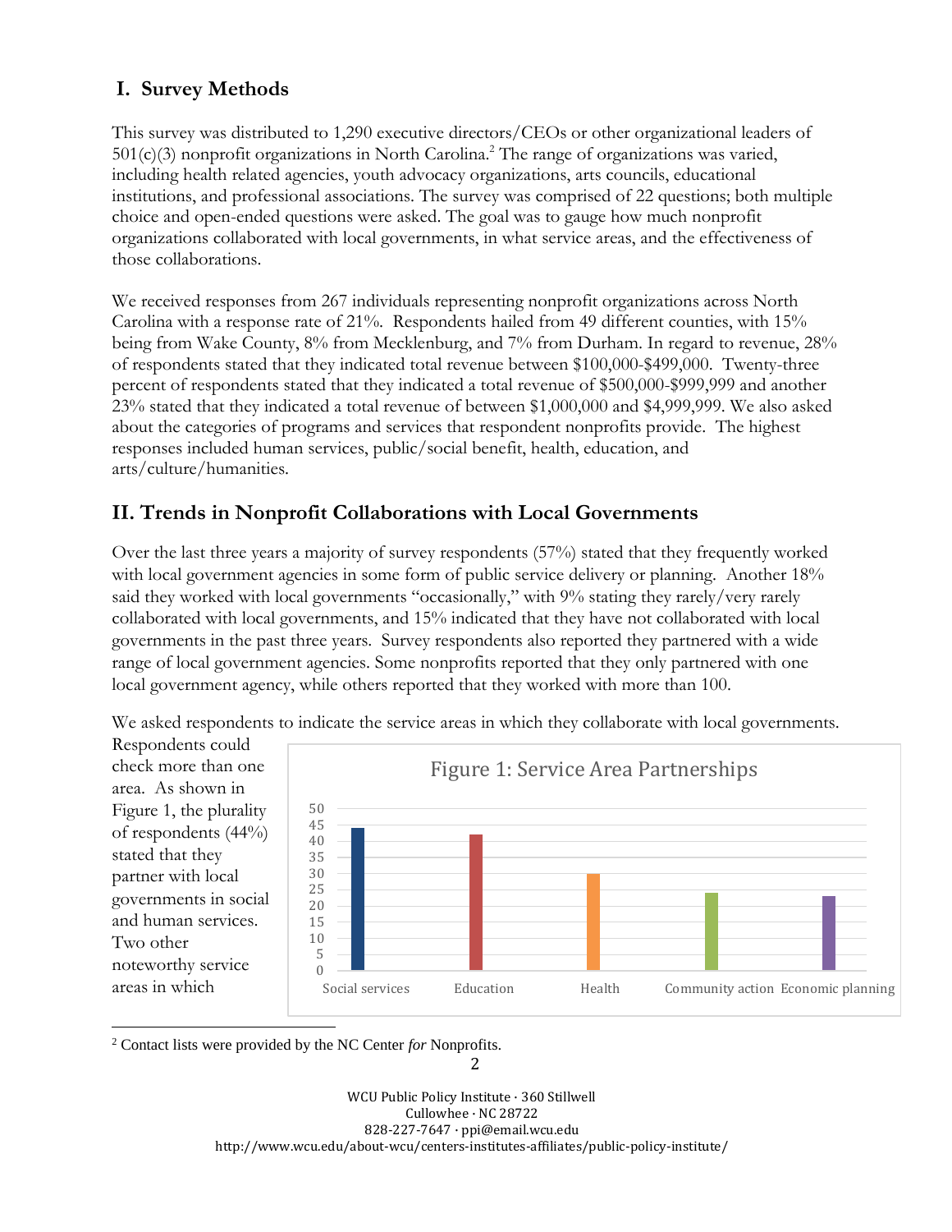## I. Survey Methods

This survey was distributed to 1,290 executive directors/CEOs or other organizational leaders of 501(c)(3) nonprofit organizations in North Carolina.[2] The range of organizations was varied, including health related agencies, youth advocacy organizations, arts councils, educational institutions, and professional associations. The survey was comprised of 22 questions; both multiple choice and open-ended questions were asked. The goal was to gauge how much nonprofit organizations collaborated with local governments, in what service areas, and the effectiveness of those collaborations.

We received responses from 267 individuals representing nonprofit organizations across North Carolina with a response rate of 21%. Respondents hailed from 49 different counties, with 15% being from Wake County, 8% from Mecklenburg, and 7% from Durham. In regard to revenue, 28% of respondents stated that they indicated total revenue between $100,000-$499,000. Twenty-three percent of respondents stated that they indicated a total revenue of $500,000-$999,999 and another 23% stated that they indicated a total revenue of between $1,000,000 and $4,999,999. We also asked about the categories of programs and services that respondent nonprofits provide. The highest responses included human services, public/social benefit, health, education, and arts/culture/humanities.

## II. Trends in Nonprofit Collaborations with Local Governments

Over the last three years a majority of survey respondents (57%) stated that they frequently worked with local government agencies in some form of public service delivery or planning. Another 18% said they worked with local governments "occasionally," with 9% stating they rarely/very rarely collaborated with local governments, and 15% indicated that they have not collaborated with local governments in the past three years. Survey respondents also reported they partnered with a wide range of local government agencies. Some nonprofits reported that they only partnered with one local government agency, while others reported that they worked with more than 100.

We asked respondents to indicate the service areas in which they collaborate with local governments. Respondents could check more than one area. As shown in Figure 1, the plurality of respondents (44%) stated that they partner with local governments in social and human services. Two other noteworthy service areas in which

**Figure 1: Service Area Partnerships**

| Service area | Value |
|---|---|
| Social services | 44 |
| Education | 42 |
| Health | 30 |
| Community action | 24 |
| Economic planning | 23 |

[2] Contact lists were provided by the NC Center *for* Nonprofits.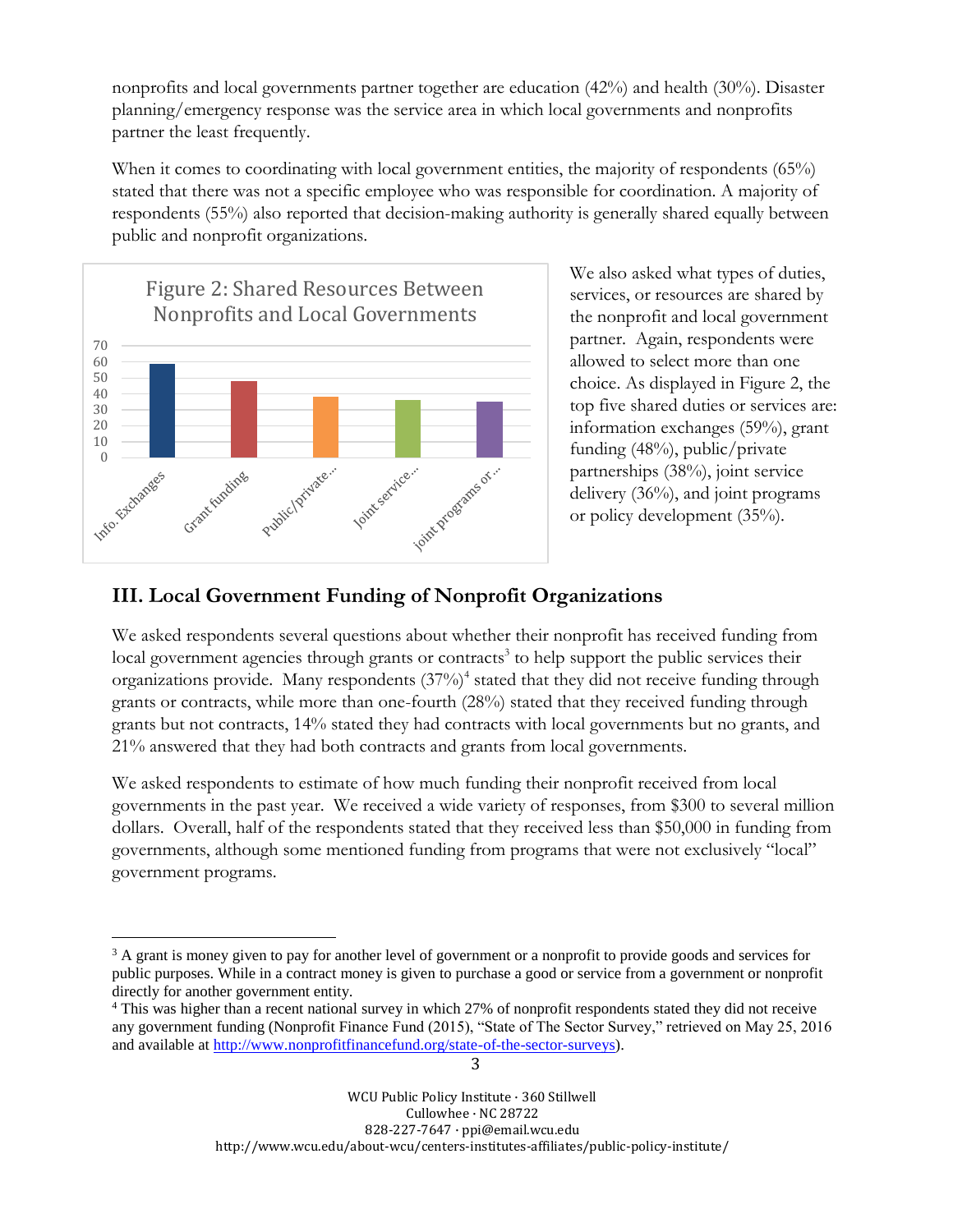nonprofits and local governments partner together are education (42%) and health (30%). Disaster planning/emergency response was the service area in which local governments and nonprofits partner the least frequently.

When it comes to coordinating with local government entities, the majority of respondents (65%) stated that there was not a specific employee who was responsible for coordination. A majority of respondents (55%) also reported that decision-making authority is generally shared equally between public and nonprofit organizations.

Figure 2: Shared Resources Between Nonprofits and Local Governments

We also asked what types of duties, services, or resources are shared by the nonprofit and local government partner. Again, respondents were allowed to select more than one choice. As displayed in Figure 2, the top five shared duties or services are: information exchanges (59%), grant funding (48%), public/private partnerships (38%), joint service delivery (36%), and joint programs or policy development (35%).

## III. Local Government Funding of Nonprofit Organizations

We asked respondents several questions about whether their nonprofit has received funding from local government agencies through grants or contracts[3] to help support the public services their organizations provide. Many respondents (37%)[4] stated that they did not receive funding through grants or contracts, while more than one-fourth (28%) stated that they received funding through grants but not contracts, 14% stated they had contracts with local governments but no grants, and 21% answered that they had both contracts and grants from local governments.

We asked respondents to estimate of how much funding their nonprofit received from local governments in the past year. We received a wide variety of responses, from $300 to several million dollars. Overall, half of the respondents stated that they received less than $50,000 in funding from governments, although some mentioned funding from programs that were not exclusively "local" government programs.

---

[3] A grant is money given to pay for another level of government or a nonprofit to provide goods and services for public purposes. While in a contract money is given to purchase a good or service from a government or nonprofit directly for another government entity.

[4] This was higher than a recent national survey in which 27% of nonprofit respondents stated they did not receive any government funding (Nonprofit Finance Fund (2015), "State of The Sector Survey," retrieved on May 25, 2016 and available at http://www.nonprofitfinancefund.org/state-of-the-sector-surveys).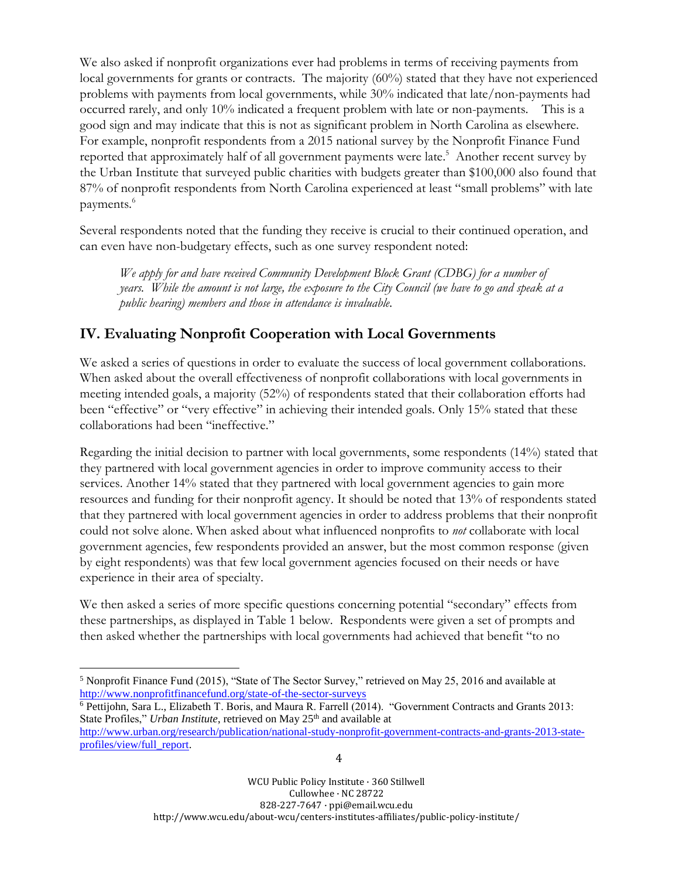We also asked if nonprofit organizations ever had problems in terms of receiving payments from local governments for grants or contracts. The majority (60%) stated that they have not experienced problems with payments from local governments, while 30% indicated that late/non-payments had occurred rarely, and only 10% indicated a frequent problem with late or non-payments. This is a good sign and may indicate that this is not as significant problem in North Carolina as elsewhere. For example, nonprofit respondents from a 2015 national survey by the Nonprofit Finance Fund reported that approximately half of all government payments were late.[5] Another recent survey by the Urban Institute that surveyed public charities with budgets greater than $100,000 also found that 87% of nonprofit respondents from North Carolina experienced at least "small problems" with late payments.[6]

Several respondents noted that the funding they receive is crucial to their continued operation, and can even have non-budgetary effects, such as one survey respondent noted:

> *We apply for and have received Community Development Block Grant (CDBG) for a number of years. While the amount is not large, the exposure to the City Council (we have to go and speak at a public hearing) members and those in attendance is invaluable.*

## IV. Evaluating Nonprofit Cooperation with Local Governments

We asked a series of questions in order to evaluate the success of local government collaborations. When asked about the overall effectiveness of nonprofit collaborations with local governments in meeting intended goals, a majority (52%) of respondents stated that their collaboration efforts had been "effective" or "very effective" in achieving their intended goals. Only 15% stated that these collaborations had been "ineffective."

Regarding the initial decision to partner with local governments, some respondents (14%) stated that they partnered with local government agencies in order to improve community access to their services. Another 14% stated that they partnered with local government agencies to gain more resources and funding for their nonprofit agency. It should be noted that 13% of respondents stated that they partnered with local government agencies in order to address problems that their nonprofit could not solve alone. When asked about what influenced nonprofits to *not* collaborate with local government agencies, few respondents provided an answer, but the most common response (given by eight respondents) was that few local government agencies focused on their needs or have experience in their area of specialty.

We then asked a series of more specific questions concerning potential "secondary" effects from these partnerships, as displayed in Table 1 below. Respondents were given a set of prompts and then asked whether the partnerships with local governments had achieved that benefit "to no

---

[5] Nonprofit Finance Fund (2015), "State of The Sector Survey," retrieved on May 25, 2016 and available at http://www.nonprofitfinancefund.org/state-of-the-sector-surveys

[6] Pettijohn, Sara L., Elizabeth T. Boris, and Maura R. Farrell (2014). "Government Contracts and Grants 2013: State Profiles," *Urban Institute*, retrieved on May 25th and available at http://www.urban.org/research/publication/national-study-nonprofit-government-contracts-and-grants-2013-state-profiles/view/full_report.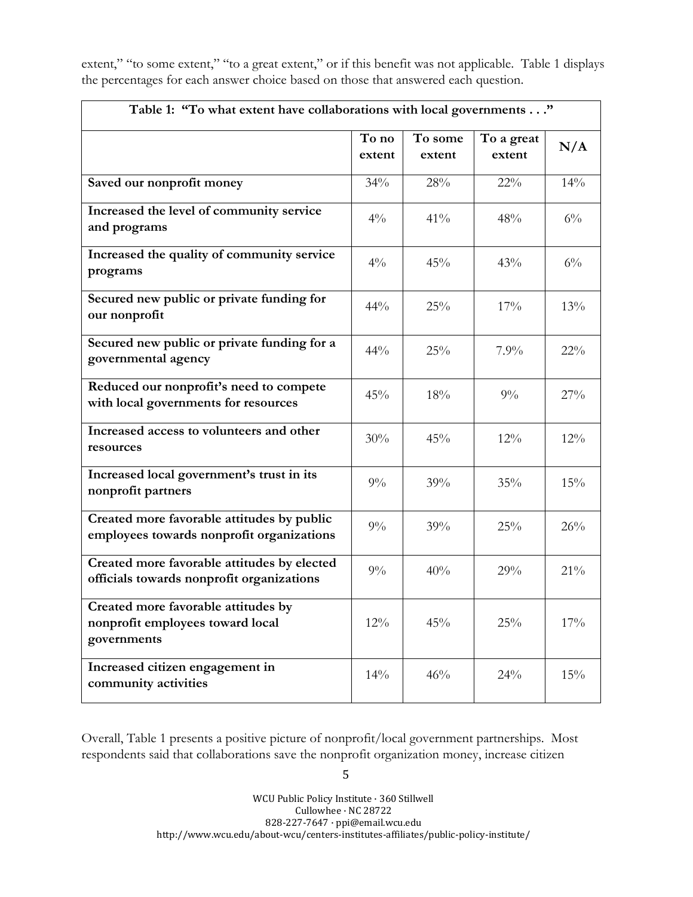extent," "to some extent," "to a great extent," or if this benefit was not applicable. Table 1 displays the percentages for each answer choice based on those that answered each question.

| Table 1: "To what extent have collaborations with local governments . . ." | | | | |
|---|---|---|---|---|
| | To no extent | To some extent | To a great extent | N/A |
| **Saved our nonprofit money** | 34% | 28% | 22% | 14% |
| **Increased the level of community service and programs** | 4% | 41% | 48% | 6% |
| **Increased the quality of community service programs** | 4% | 45% | 43% | 6% |
| **Secured new public or private funding for our nonprofit** | 44% | 25% | 17% | 13% |
| **Secured new public or private funding for a governmental agency** | 44% | 25% | 7.9% | 22% |
| **Reduced our nonprofit's need to compete with local governments for resources** | 45% | 18% | 9% | 27% |
| **Increased access to volunteers and other resources** | 30% | 45% | 12% | 12% |
| **Increased local government's trust in its nonprofit partners** | 9% | 39% | 35% | 15% |
| **Created more favorable attitudes by public employees towards nonprofit organizations** | 9% | 39% | 25% | 26% |
| **Created more favorable attitudes by elected officials towards nonprofit organizations** | 9% | 40% | 29% | 21% |
| **Created more favorable attitudes by nonprofit employees toward local governments** | 12% | 45% | 25% | 17% |
| **Increased citizen engagement in community activities** | 14% | 46% | 24% | 15% |

Overall, Table 1 presents a positive picture of nonprofit/local government partnerships. Most respondents said that collaborations save the nonprofit organization money, increase citizen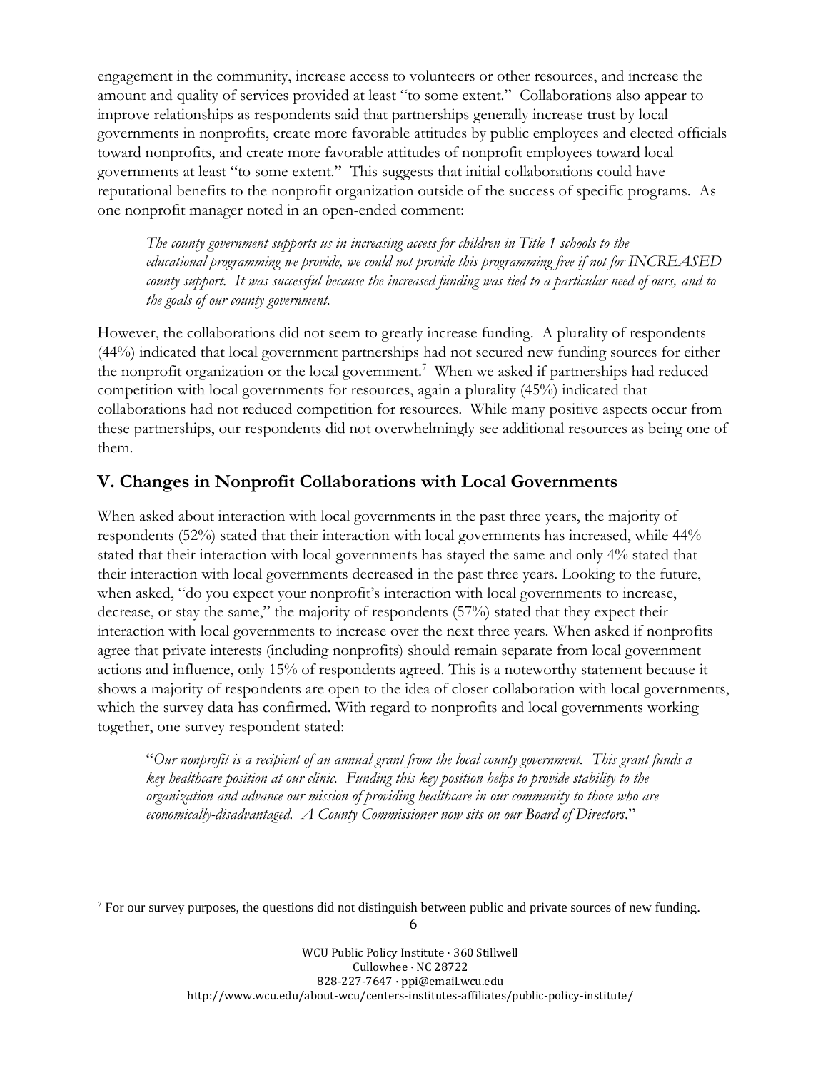engagement in the community, increase access to volunteers or other resources, and increase the amount and quality of services provided at least "to some extent." Collaborations also appear to improve relationships as respondents said that partnerships generally increase trust by local governments in nonprofits, create more favorable attitudes by public employees and elected officials toward nonprofits, and create more favorable attitudes of nonprofit employees toward local governments at least "to some extent." This suggests that initial collaborations could have reputational benefits to the nonprofit organization outside of the success of specific programs. As one nonprofit manager noted in an open-ended comment:

> *The county government supports us in increasing access for children in Title 1 schools to the educational programming we provide, we could not provide this programming free if not for INCREASED county support. It was successful because the increased funding was tied to a particular need of ours, and to the goals of our county government.*

However, the collaborations did not seem to greatly increase funding. A plurality of respondents (44%) indicated that local government partnerships had not secured new funding sources for either the nonprofit organization or the local government.[7] When we asked if partnerships had reduced competition with local governments for resources, again a plurality (45%) indicated that collaborations had not reduced competition for resources. While many positive aspects occur from these partnerships, our respondents did not overwhelmingly see additional resources as being one of them.

## V. Changes in Nonprofit Collaborations with Local Governments

When asked about interaction with local governments in the past three years, the majority of respondents (52%) stated that their interaction with local governments has increased, while 44% stated that their interaction with local governments has stayed the same and only 4% stated that their interaction with local governments decreased in the past three years. Looking to the future, when asked, "do you expect your nonprofit's interaction with local governments to increase, decrease, or stay the same," the majority of respondents (57%) stated that they expect their interaction with local governments to increase over the next three years. When asked if nonprofits agree that private interests (including nonprofits) should remain separate from local government actions and influence, only 15% of respondents agreed. This is a noteworthy statement because it shows a majority of respondents are open to the idea of closer collaboration with local governments, which the survey data has confirmed. With regard to nonprofits and local governments working together, one survey respondent stated:

> "*Our nonprofit is a recipient of an annual grant from the local county government. This grant funds a key healthcare position at our clinic. Funding this key position helps to provide stability to the organization and advance our mission of providing healthcare in our community to those who are economically-disadvantaged. A County Commissioner now sits on our Board of Directors.*"

---

[7] For our survey purposes, the questions did not distinguish between public and private sources of new funding.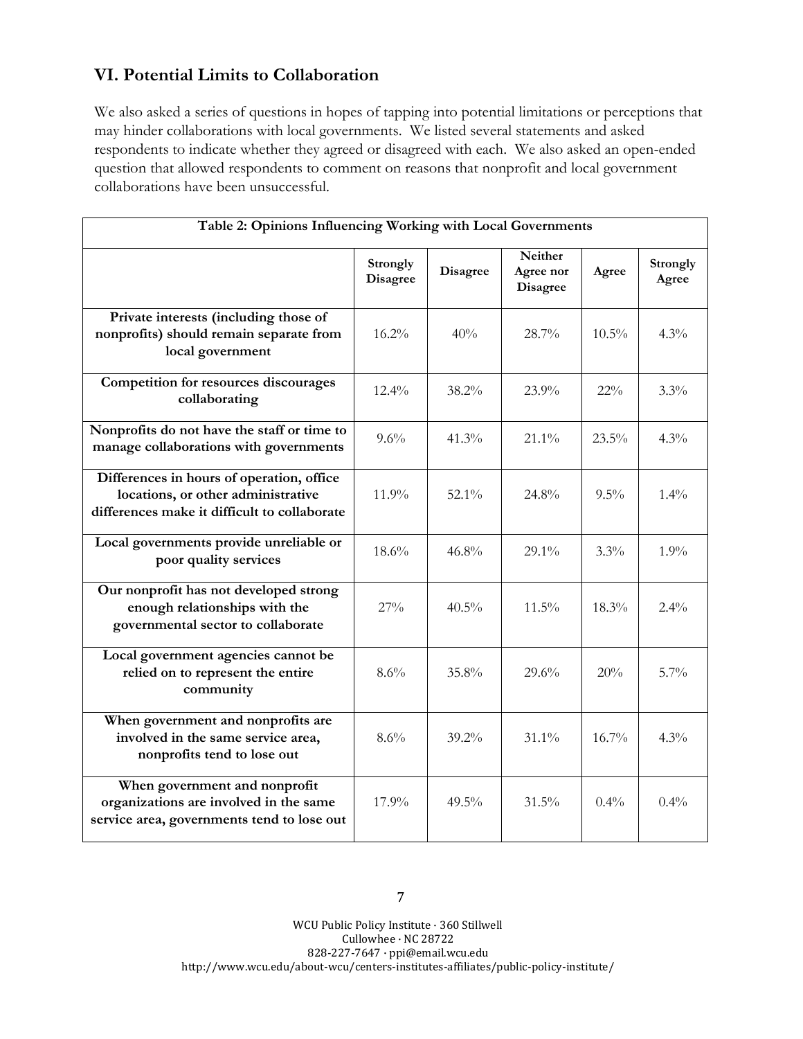## VI. Potential Limits to Collaboration

We also asked a series of questions in hopes of tapping into potential limitations or perceptions that may hinder collaborations with local governments. We listed several statements and asked respondents to indicate whether they agreed or disagreed with each. We also asked an open-ended question that allowed respondents to comment on reasons that nonprofit and local government collaborations have been unsuccessful.

| Table 2: Opinions Influencing Working with Local Governments | | | | | |
|---|---|---|---|---|---|
| | **Strongly Disagree** | **Disagree** | **Neither Agree nor Disagree** | **Agree** | **Strongly Agree** |
| **Private interests (including those of nonprofits) should remain separate from local government** | 16.2% | 40% | 28.7% | 10.5% | 4.3% |
| **Competition for resources discourages collaborating** | 12.4% | 38.2% | 23.9% | 22% | 3.3% |
| **Nonprofits do not have the staff or time to manage collaborations with governments** | 9.6% | 41.3% | 21.1% | 23.5% | 4.3% |
| **Differences in hours of operation, office locations, or other administrative differences make it difficult to collaborate** | 11.9% | 52.1% | 24.8% | 9.5% | 1.4% |
| **Local governments provide unreliable or poor quality services** | 18.6% | 46.8% | 29.1% | 3.3% | 1.9% |
| **Our nonprofit has not developed strong enough relationships with the governmental sector to collaborate** | 27% | 40.5% | 11.5% | 18.3% | 2.4% |
| **Local government agencies cannot be relied on to represent the entire community** | 8.6% | 35.8% | 29.6% | 20% | 5.7% |
| **When government and nonprofits are involved in the same service area, nonprofits tend to lose out** | 8.6% | 39.2% | 31.1% | 16.7% | 4.3% |
| **When government and nonprofit organizations are involved in the same service area, governments tend to lose out** | 17.9% | 49.5% | 31.5% | 0.4% | 0.4% |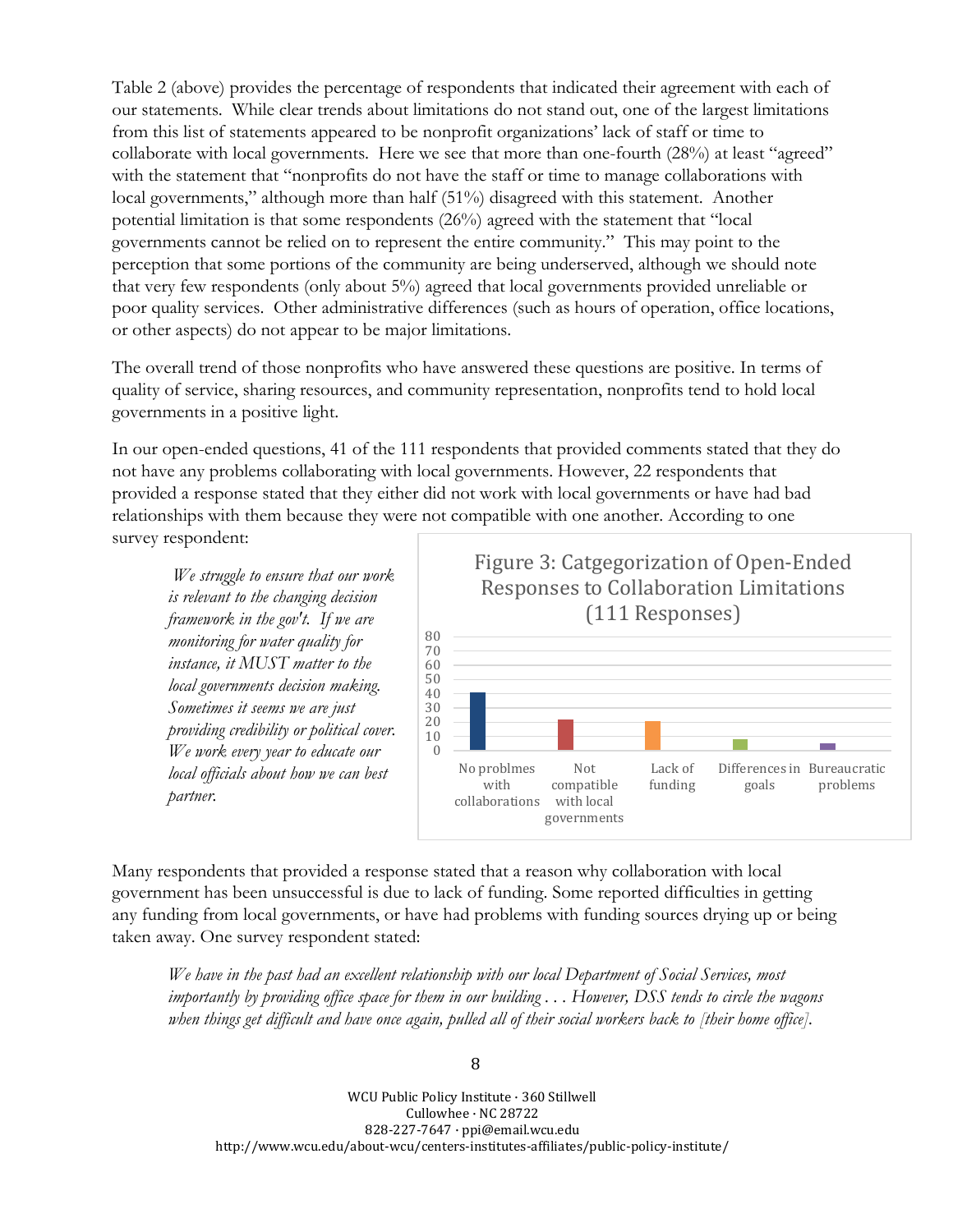Table 2 (above) provides the percentage of respondents that indicated their agreement with each of our statements. While clear trends about limitations do not stand out, one of the largest limitations from this list of statements appeared to be nonprofit organizations' lack of staff or time to collaborate with local governments. Here we see that more than one-fourth (28%) at least "agreed" with the statement that "nonprofits do not have the staff or time to manage collaborations with local governments," although more than half (51%) disagreed with this statement. Another potential limitation is that some respondents (26%) agreed with the statement that "local governments cannot be relied on to represent the entire community." This may point to the perception that some portions of the community are being underserved, although we should note that very few respondents (only about 5%) agreed that local governments provided unreliable or poor quality services. Other administrative differences (such as hours of operation, office locations, or other aspects) do not appear to be major limitations.

The overall trend of those nonprofits who have answered these questions are positive. In terms of quality of service, sharing resources, and community representation, nonprofits tend to hold local governments in a positive light.

In our open-ended questions, 41 of the 111 respondents that provided comments stated that they do not have any problems collaborating with local governments. However, 22 respondents that provided a response stated that they either did not work with local governments or have had bad relationships with them because they were not compatible with one another. According to one survey respondent:

> *We struggle to ensure that our work is relevant to the changing decision framework in the gov't. If we are monitoring for water quality for instance, it MUST matter to the local governments decision making. Sometimes it seems we are just providing credibility or political cover. We work every year to educate our local officials about how we can best partner.*

Figure 3: Catgegorization of Open-Ended Responses to Collaboration Limitations (111 Responses)

| Category | Responses |
|---|---|
| No problmes with collaborations | 41 |
| Not compatible with local governments | 22 |
| Lack of funding | 21 |
| Differences in goals | 8 |
| Bureaucratic problems | 5 |

Many respondents that provided a response stated that a reason why collaboration with local government has been unsuccessful is due to lack of funding. Some reported difficulties in getting any funding from local governments, or have had problems with funding sources drying up or being taken away. One survey respondent stated:

> *We have in the past had an excellent relationship with our local Department of Social Services, most importantly by providing office space for them in our building . . . However, DSS tends to circle the wagons when things get difficult and have once again, pulled all of their social workers back to [their home office].*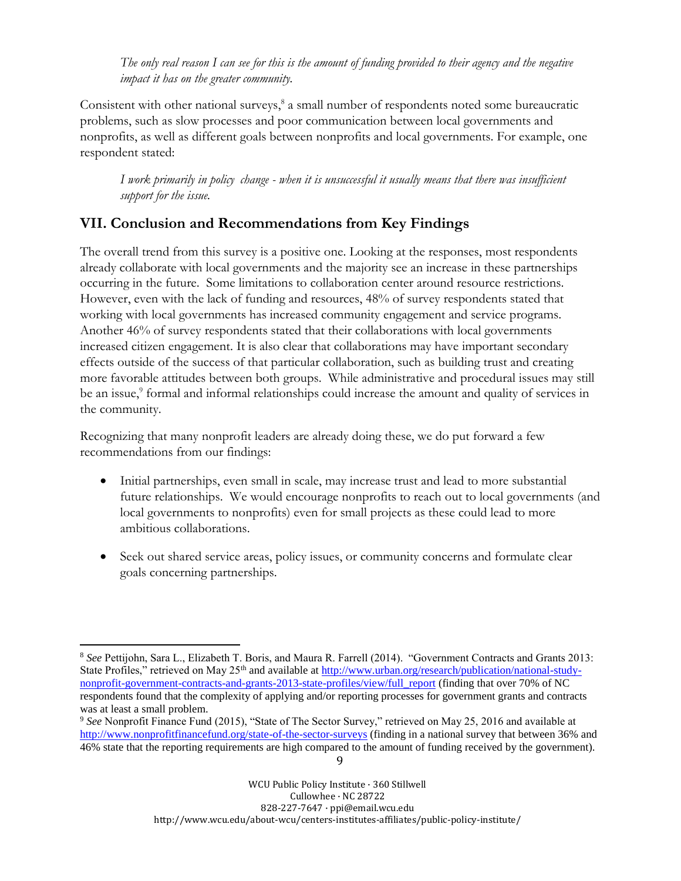*The only real reason I can see for this is the amount of funding provided to their agency and the negative impact it has on the greater community.*

Consistent with other national surveys,[8] a small number of respondents noted some bureaucratic problems, such as slow processes and poor communication between local governments and nonprofits, as well as different goals between nonprofits and local governments. For example, one respondent stated:

*I work primarily in policy change - when it is unsuccessful it usually means that there was insufficient support for the issue.*

## VII. Conclusion and Recommendations from Key Findings

The overall trend from this survey is a positive one. Looking at the responses, most respondents already collaborate with local governments and the majority see an increase in these partnerships occurring in the future. Some limitations to collaboration center around resource restrictions. However, even with the lack of funding and resources, 48% of survey respondents stated that working with local governments has increased community engagement and service programs. Another 46% of survey respondents stated that their collaborations with local governments increased citizen engagement. It is also clear that collaborations may have important secondary effects outside of the success of that particular collaboration, such as building trust and creating more favorable attitudes between both groups. While administrative and procedural issues may still be an issue,[9] formal and informal relationships could increase the amount and quality of services in the community.

Recognizing that many nonprofit leaders are already doing these, we do put forward a few recommendations from our findings:

- Initial partnerships, even small in scale, may increase trust and lead to more substantial future relationships. We would encourage nonprofits to reach out to local governments (and local governments to nonprofits) even for small projects as these could lead to more ambitious collaborations.
- Seek out shared service areas, policy issues, or community concerns and formulate clear goals concerning partnerships.

---

[8] *See* Pettijohn, Sara L., Elizabeth T. Boris, and Maura R. Farrell (2014). "Government Contracts and Grants 2013: State Profiles," retrieved on May 25th and available at http://www.urban.org/research/publication/national-study-nonprofit-government-contracts-and-grants-2013-state-profiles/view/full_report (finding that over 70% of NC respondents found that the complexity of applying and/or reporting processes for government grants and contracts was at least a small problem.

[9] *See* Nonprofit Finance Fund (2015), "State of The Sector Survey," retrieved on May 25, 2016 and available at http://www.nonprofitfinancefund.org/state-of-the-sector-surveys (finding in a national survey that between 36% and 46% state that the reporting requirements are high compared to the amount of funding received by the government).

WCU Public Policy Institute · 360 Stillwell
Cullowhee · NC 28722
828-227-7647 · ppi@email.wcu.edu
http://www.wcu.edu/about-wcu/centers-institutes-affiliates/public-policy-institute/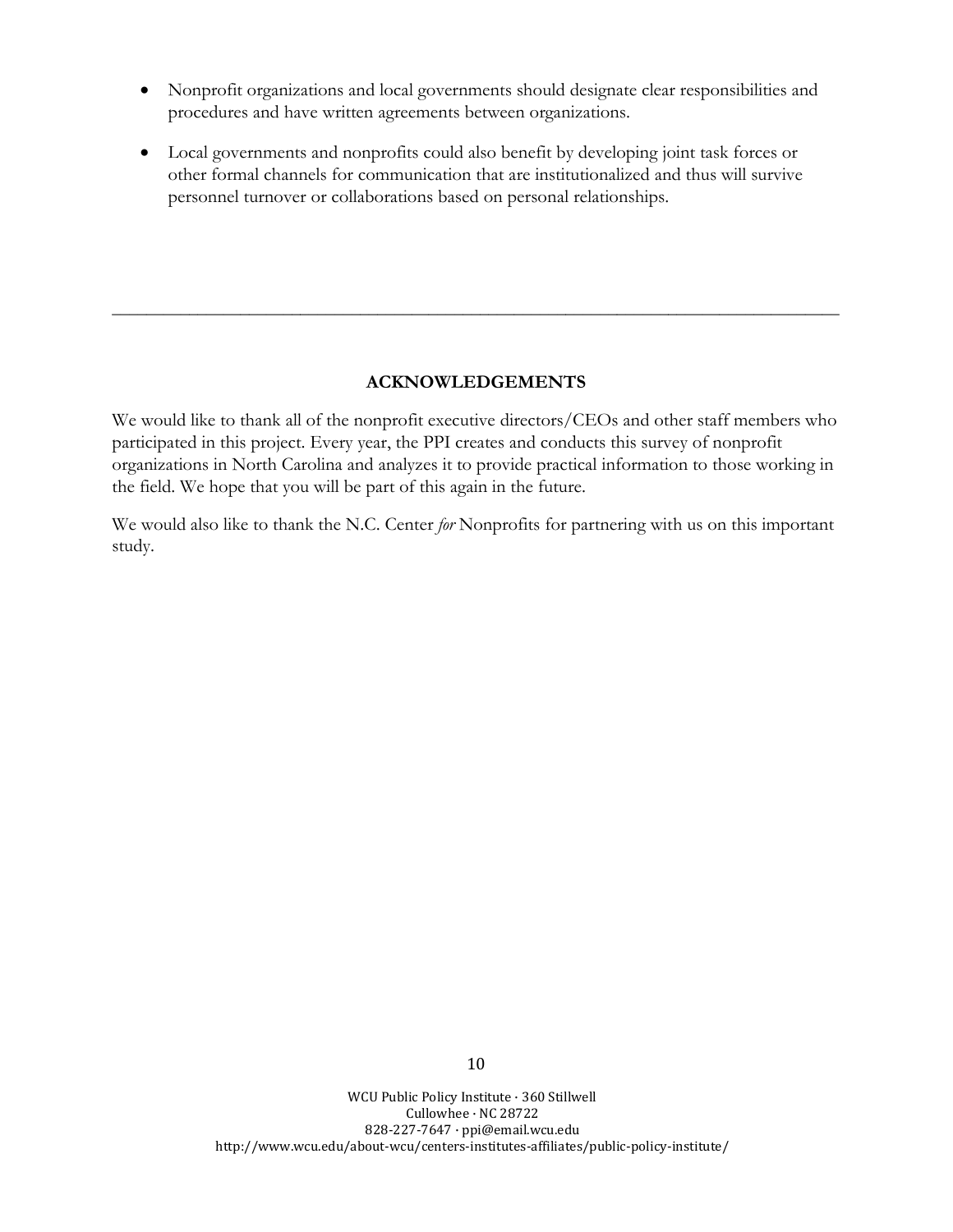- Nonprofit organizations and local governments should designate clear responsibilities and procedures and have written agreements between organizations.
- Local governments and nonprofits could also benefit by developing joint task forces or other formal channels for communication that are institutionalized and thus will survive personnel turnover or collaborations based on personal relationships.

---

## ACKNOWLEDGEMENTS

We would like to thank all of the nonprofit executive directors/CEOs and other staff members who participated in this project. Every year, the PPI creates and conducts this survey of nonprofit organizations in North Carolina and analyzes it to provide practical information to those working in the field. We hope that you will be part of this again in the future.

We would also like to thank the N.C. Center *for* Nonprofits for partnering with us on this important study.